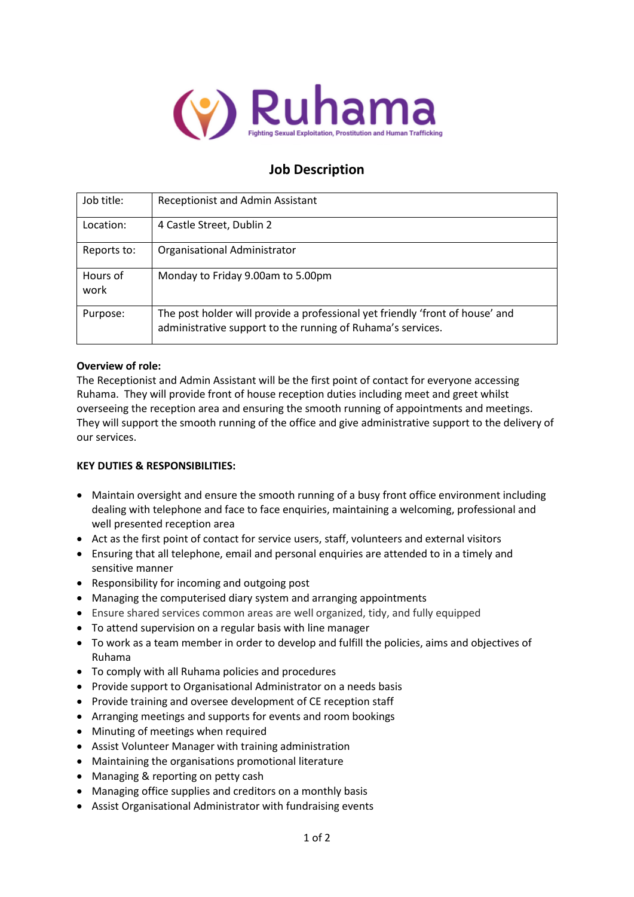Ruhama

Fighting Sexual Exploitation, Prostitution and Human Trafficking

# Job Description

| Job title: | Receptionist and Admin Assistant |
|---|---|
| Location: | 4 Castle Street, Dublin 2 |
| Reports to: | Organisational Administrator |
| Hours of work | Monday to Friday 9.00am to 5.00pm |
| Purpose: | The post holder will provide a professional yet friendly 'front of house' and administrative support to the running of Ruhama's services. |

**Overview of role:**

The Receptionist and Admin Assistant will be the first point of contact for everyone accessing Ruhama. They will provide front of house reception duties including meet and greet whilst overseeing the reception area and ensuring the smooth running of appointments and meetings. They will support the smooth running of the office and give administrative support to the delivery of our services.

**KEY DUTIES & RESPONSIBILITIES:**

- Maintain oversight and ensure the smooth running of a busy front office environment including dealing with telephone and face to face enquiries, maintaining a welcoming, professional and well presented reception area
- Act as the first point of contact for service users, staff, volunteers and external visitors
- Ensuring that all telephone, email and personal enquiries are attended to in a timely and sensitive manner
- Responsibility for incoming and outgoing post
- Managing the computerised diary system and arranging appointments
- Ensure shared services common areas are well organized, tidy, and fully equipped
- To attend supervision on a regular basis with line manager
- To work as a team member in order to develop and fulfill the policies, aims and objectives of Ruhama
- To comply with all Ruhama policies and procedures
- Provide support to Organisational Administrator on a needs basis
- Provide training and oversee development of CE reception staff
- Arranging meetings and supports for events and room bookings
- Minuting of meetings when required
- Assist Volunteer Manager with training administration
- Maintaining the organisations promotional literature
- Managing & reporting on petty cash
- Managing office supplies and creditors on a monthly basis
- Assist Organisational Administrator with fundraising events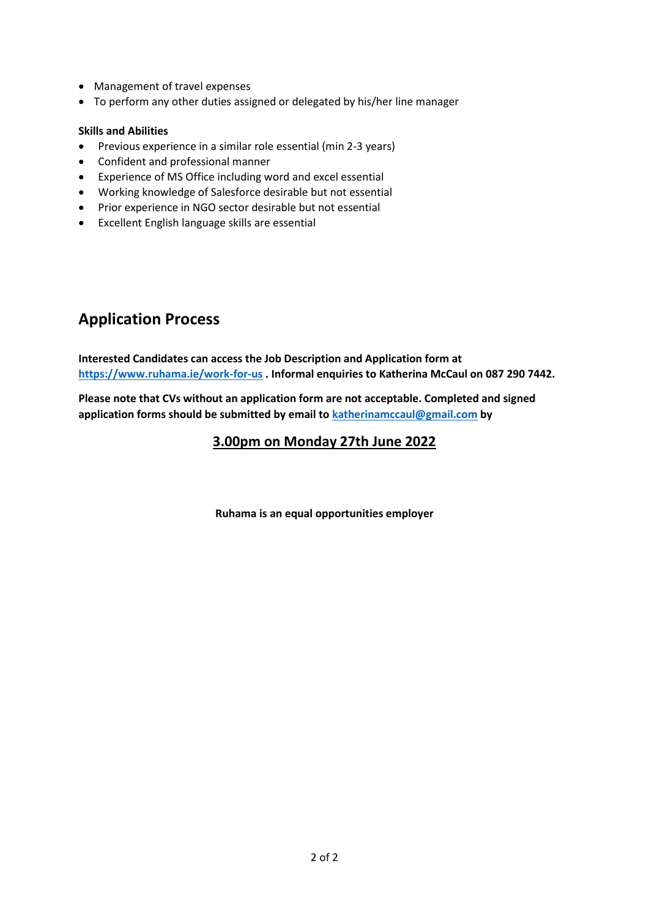- Management of travel expenses
- To perform any other duties assigned or delegated by his/her line manager

**Skills and Abilities**

- Previous experience in a similar role essential (min 2-3 years)
- Confident and professional manner
- Experience of MS Office including word and excel essential
- Working knowledge of Salesforce desirable but not essential
- Prior experience in NGO sector desirable but not essential
- Excellent English language skills are essential

## Application Process

**Interested Candidates can access the Job Description and Application form at [https://www.ruhama.ie/work-for-us](https://www.ruhama.ie/work-for-us) . Informal enquiries to Katherina McCaul on 087 290 7442.**

**Please note that CVs without an application form are not acceptable. Completed and signed application forms should be submitted by email to [katherinamccaul@gmail.com](mailto:katherinamccaul@gmail.com) by**

**3.00pm on Monday 27th June 2022**

**Ruhama is an equal opportunities employer**